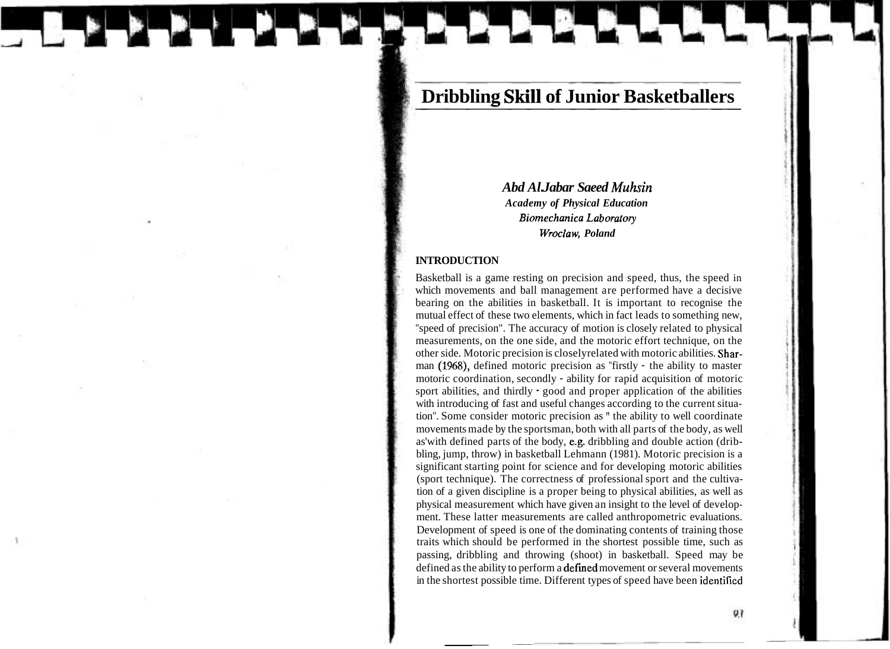# Dribbling Skill of Junior Basketballers

***Abd Al.Jabar Saeed Muhsin***
***Academy of Physical Education***
***Biomechanica Laboratory***
***Wroclaw, Poland***

## INTRODUCTION

Basketball is a game resting on precision and speed, thus, the speed in which movements and ball management are performed have a decisive bearing on the abilities in basketball. It is important to recognise the mutual effect of these two elements, which in fact leads to something new, "speed of precision". The accuracy of motion is closely related to physical measurements, on the one side, and the motoric effort technique, on the other side. Motoric precision is closelyrelated with motoric abilities. Sharman (1968), defined motoric precision as "firstly - the ability to master motoric coordination, secondly - ability for rapid acquisition of motoric sport abilities, and thirdly - good and proper application of the abilities with introducing of fast and useful changes according to the current situation". Some consider motoric precision as " the ability to well coordinate movements made by the sportsman, both with all parts of the body, as well as'with defined parts of the body, e.g. dribbling and double action (dribbling, jump, throw) in basketball Lehmann (1981). Motoric precision is a significant starting point for science and for developing motoric abilities (sport technique). The correctness of professional sport and the cultivation of a given discipline is a proper being to physical abilities, as well as physical measurement which have given an insight to the level of development. These latter measurements are called anthropometric evaluations. Development of speed is one of the dominating contents of training those traits which should be performed in the shortest possible time, such as passing, dribbling and throwing (shoot) in basketball. Speed may be defined as the ability to perform a defined movement or several movements in the shortest possible time. Different types of speed have been identified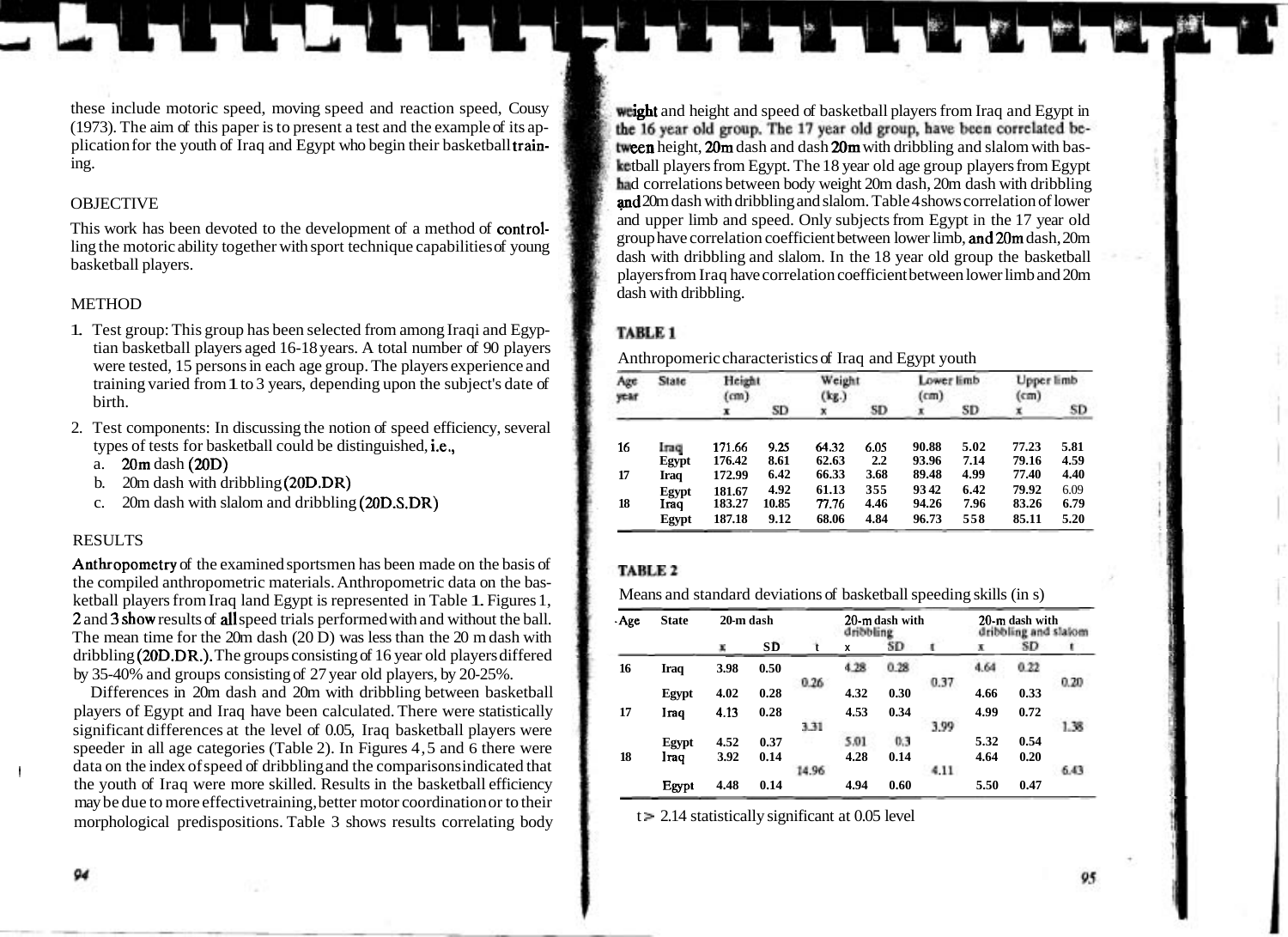these include motoric speed, moving speed and reaction speed, Cousy (1973). The aim of this paper is to present a test and the example of its application for the youth of Iraq and Egypt who begin their basketball training.

## OBJECTIVE

This work has been devoted to the development of a method of controlling the motoric ability together with sport technique capabilities of young basketball players.

## METHOD

1. Test group: This group has been selected from among Iraqi and Egyptian basketball players aged 16-18 years. A total number of 90 players were tested, 15 persons in each age group. The players experience and training varied from 1 to 3 years, depending upon the subject's date of birth.
2. Test components: In discussing the notion of speed efficiency, several types of tests for basketball could be distinguished, i.e.,
   a. 20m dash (20D)
   b. 20m dash with dribbling (20D.DR)
   c. 20m dash with slalom and dribbling (20D.S.DR)

## RESULTS

Anthropometry of the examined sportsmen has been made on the basis of the compiled anthropometric materials. Anthropometric data on the basketball players from Iraq land Egypt is represented in Table 1. Figures 1, 2 and 3 show results of all speed trials performed with and without the ball. The mean time for the 20m dash (20 D) was less than the 20 m dash with dribbling (20D.DR.). The groups consisting of 16 year old players differed by 35-40% and groups consisting of 27 year old players, by 20-25%.

Differences in 20m dash and 20m with dribbling between basketball players of Egypt and Iraq have been calculated. There were statistically significant differences at the level of 0.05, Iraq basketball players were speeder in all age categories (Table 2). In Figures 4, 5 and 6 there were data on the index of speed of dribbling and the comparisons indicated that the youth of Iraq were more skilled. Results in the basketball efficiency may be due to more effective training, better motor coordination or to their morphological predispositions. Table 3 shows results correlating body weight and height and speed of basketball players from Iraq and Egypt in the 16 year old group. The 17 year old group, have been correlated between height, 20m dash and dash 20m with dribbling and slalom with basketball players from Egypt. The 18 year old age group players from Egypt had correlations between body weight 20m dash, 20m dash with dribbling and 20m dash with dribbling and slalom. Table 4 shows correlation of lower and upper limb and speed. Only subjects from Egypt in the 17 year old group have correlation coefficient between lower limb, and 20m dash, 20m dash with dribbling and slalom. In the 18 year old group the basketball players from Iraq have correlation coefficient between lower limb and 20m dash with dribbling.

**TABLE 1**

Anthropomeric characteristics of Iraq and Egypt youth

| Age year | State | Height (cm) | | Weight (kg.) | | Lower limb (cm) | | Upper limb (cm) | |
|---|---|---|---|---|---|---|---|---|---|
| | | x | SD | x | SD | x | SD | x | SD |
| 16 | Iraq | 171.66 | 9.25 | 64.32 | 6.05 | 90.88 | 5.02 | 77.23 | 5.81 |
| | Egypt | 176.42 | 8.61 | 62.63 | 2.2 | 93.96 | 7.14 | 79.16 | 4.59 |
| 17 | Iraq | 172.99 | 6.42 | 66.33 | 3.68 | 89.48 | 4.99 | 77.40 | 4.40 |
| | Egypt | 181.67 | 4.92 | 61.13 | 355 | 93 42 | 6.42 | 79.92 | 6.09 |
| 18 | Iraq | 183.27 | 10.85 | 77.76 | 4.46 | 94.26 | 7.96 | 83.26 | 6.79 |
| | Egypt | 187.18 | 9.12 | 68.06 | 4.84 | 96.73 | 558 | 85.11 | 5.20 |

**TABLE 2**

Means and standard deviations of basketball speeding skills (in s)

| Age | State | 20-m dash | | | 20-m dash with dribbling | | | 20-m dash with dribbling and slalom | | |
|---|---|---|---|---|---|---|---|---|---|---|
| | | x | SD | t | x | SD | t | x | SD | t |
| 16 | Iraq | 3.98 | 0.50 | 0.26 | 4.28 | 0.28 | 0.37 | 4.64 | 0.22 | 0.20 |
| | Egypt | 4.02 | 0.28 | | 4.32 | 0.30 | | 4.66 | 0.33 | |
| 17 | Iraq | 4.13 | 0.28 | 3.31 | 4.53 | 0.34 | 3.99 | 4.99 | 0.72 | 1.38 |
| | Egypt | 4.52 | 0.37 | | 5.01 | 0.3 | | 5.32 | 0.54 | |
| 18 | Iraq | 3.92 | 0.14 | 14.96 | 4.28 | 0.14 | 4.11 | 4.64 | 0.20 | 6.43 |
| | Egypt | 4.48 | 0.14 | | 4.94 | 0.60 | | 5.50 | 0.47 | |

t > 2.14 statistically significant at 0.05 level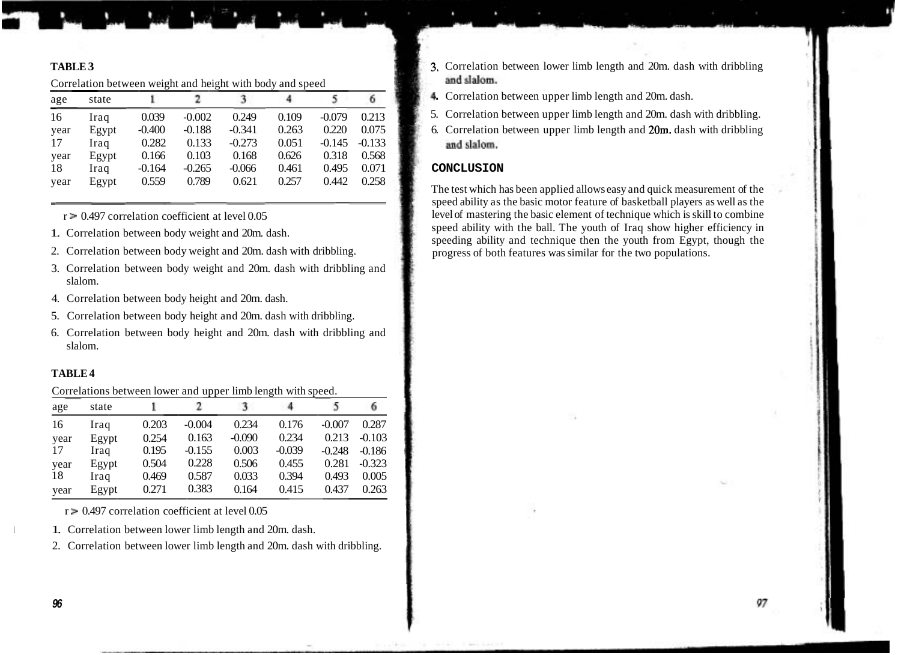**TABLE 3**

Correlation between weight and height with body and speed

| age | state | 1 | 2 | 3 | 4 | 5 | 6 |
|---|---|---|---|---|---|---|---|
| 16 | Iraq | 0.039 | -0.002 | 0.249 | 0.109 | -0.079 | 0.213 |
| year | Egypt | -0.400 | -0.188 | -0.341 | 0.263 | 0.220 | 0.075 |
| 17 | Iraq | 0.282 | 0.133 | -0.273 | 0.051 | -0.145 | -0.133 |
| year | Egypt | 0.166 | 0.103 | 0.168 | 0.626 | 0.318 | 0.568 |
| 18 | Iraq | -0.164 | -0.265 | -0.066 | 0.461 | 0.495 | 0.071 |
| year | Egypt | 0.559 | 0.789 | 0.621 | 0.257 | 0.442 | 0.258 |

$r > 0.497$ correlation coefficient at level 0.05

1. Correlation between body weight and 20m. dash.
2. Correlation between body weight and 20m. dash with dribbling.
3. Correlation between body weight and 20m. dash with dribbling and slalom.
4. Correlation between body height and 20m. dash.
5. Correlation between body height and 20m. dash with dribbling.
6. Correlation between body height and 20m. dash with dribbling and slalom.

**TABLE 4**

Correlations between lower and upper limb length with speed.

| age | state | 1 | 2 | 3 | 4 | 5 | 6 |
|---|---|---|---|---|---|---|---|
| 16 | Iraq | 0.203 | -0.004 | 0.234 | 0.176 | -0.007 | 0.287 |
| year | Egypt | 0.254 | 0.163 | -0.090 | 0.234 | 0.213 | -0.103 |
| 17 | Iraq | 0.195 | -0.155 | 0.003 | -0.039 | -0.248 | -0.186 |
| year | Egypt | 0.504 | 0.228 | 0.506 | 0.455 | 0.281 | -0.323 |
| 18 | Iraq | 0.469 | 0.587 | 0.033 | 0.394 | 0.493 | 0.005 |
| year | Egypt | 0.271 | 0.383 | 0.164 | 0.415 | 0.437 | 0.263 |

$r > 0.497$ correlation coefficient at level 0.05

1. Correlation between lower limb length and 20m. dash.
2. Correlation between lower limb length and 20m. dash with dribbling.
3. Correlation between lower limb length and 20m. dash with dribbling and slalom.
4. Correlation between upper limb length and 20m. dash.
5. Correlation between upper limb length and 20m. dash with dribbling.
6. Correlation between upper limb length and 20m. dash with dribbling and slalom.

## CONCLUSION

The test which has been applied allows easy and quick measurement of the speed ability as the basic motor feature of basketball players as well as the level of mastering the basic element of technique which is skill to combine speed ability with the ball. The youth of Iraq show higher efficiency in speeding ability and technique then the youth from Egypt, though the progress of both features was similar for the two populations.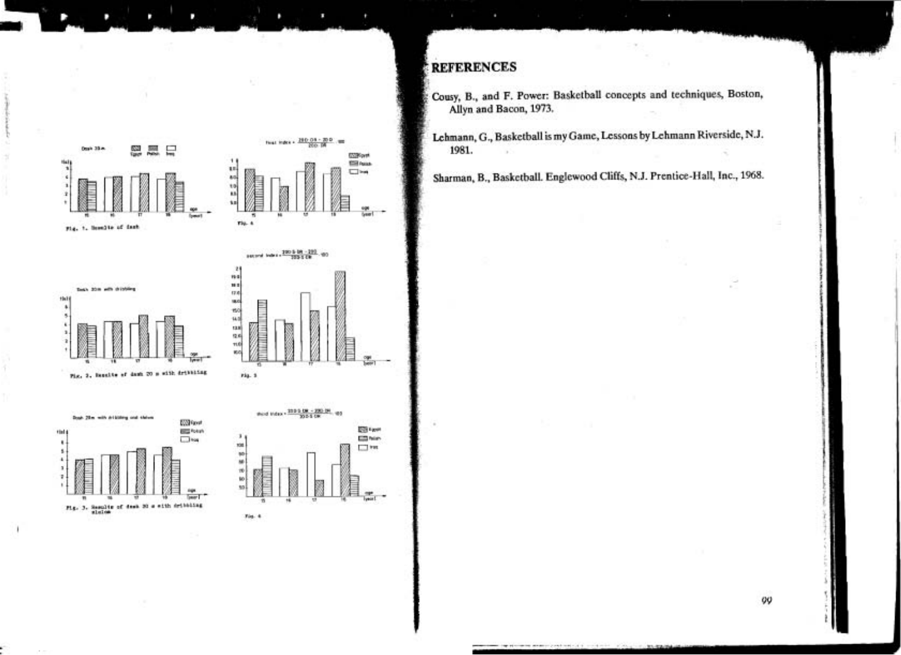Dash 20 m

Egypt Polish Iraq

Fig. 1. Results of dash

Dash 20 m with dribbling

Fig. 2. Results of dash 20 m with dribbling

Dash 20 m with dribbling and slalom

Egypt Polish Iraq

Fig. 3. Results of dash 30 m with dribbling slalom

Fig. 4

Fig. 5

Fig. 6

## REFERENCES

Cousy, B., and F. Power: Basketball concepts and techniques, Boston, Allyn and Bacon, 1973.

Lehmann, G., Basketball is my Game, Lessons by Lehmann Riverside, N.J. 1981.

Sharman, B., Basketball. Englewood Cliffs, N.J. Prentice-Hall, Inc., 1968.